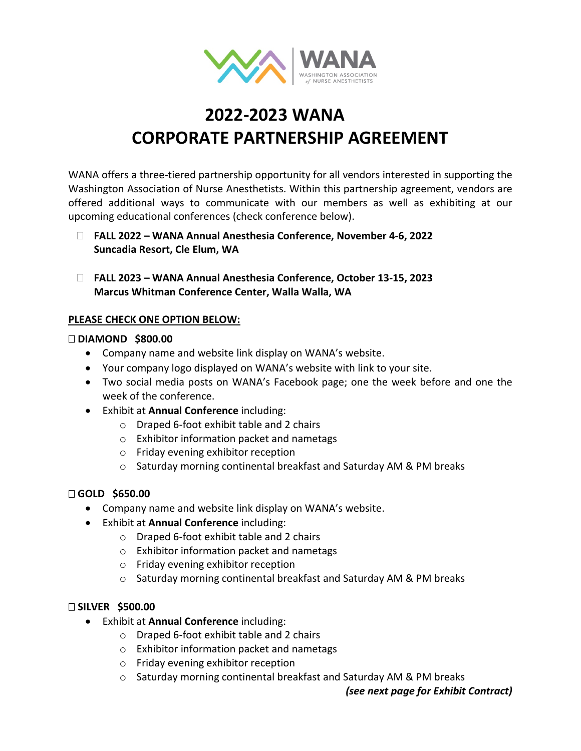WANA
WASHINGTON ASSOCIATION of NURSE ANESTHETISTS

# 2022-2023 WANA CORPORATE PARTNERSHIP AGREEMENT

WANA offers a three-tiered partnership opportunity for all vendors interested in supporting the Washington Association of Nurse Anesthetists. Within this partnership agreement, vendors are offered additional ways to communicate with our members as well as exhibiting at our upcoming educational conferences (check conference below).

- ☐ **FALL 2022 – WANA Annual Anesthesia Conference, November 4-6, 2022**
  **Suncadia Resort, Cle Elum, WA**

- ☐ **FALL 2023 – WANA Annual Anesthesia Conference, October 13-15, 2023**
  **Marcus Whitman Conference Center, Walla Walla, WA**

**PLEASE CHECK ONE OPTION BELOW:**

**☐ DIAMOND $800.00**

- Company name and website link display on WANA's website.
- Your company logo displayed on WANA's website with link to your site.
- Two social media posts on WANA's Facebook page; one the week before and one the week of the conference.
- Exhibit at **Annual Conference** including:
  - Draped 6-foot exhibit table and 2 chairs
  - Exhibitor information packet and nametags
  - Friday evening exhibitor reception
  - Saturday morning continental breakfast and Saturday AM & PM breaks

**☐ GOLD $650.00**

- Company name and website link display on WANA's website.
- Exhibit at **Annual Conference** including:
  - Draped 6-foot exhibit table and 2 chairs
  - Exhibitor information packet and nametags
  - Friday evening exhibitor reception
  - Saturday morning continental breakfast and Saturday AM & PM breaks

**☐ SILVER $500.00**

- Exhibit at **Annual Conference** including:
  - Draped 6-foot exhibit table and 2 chairs
  - Exhibitor information packet and nametags
  - Friday evening exhibitor reception
  - Saturday morning continental breakfast and Saturday AM & PM breaks

***(see next page for Exhibit Contract)***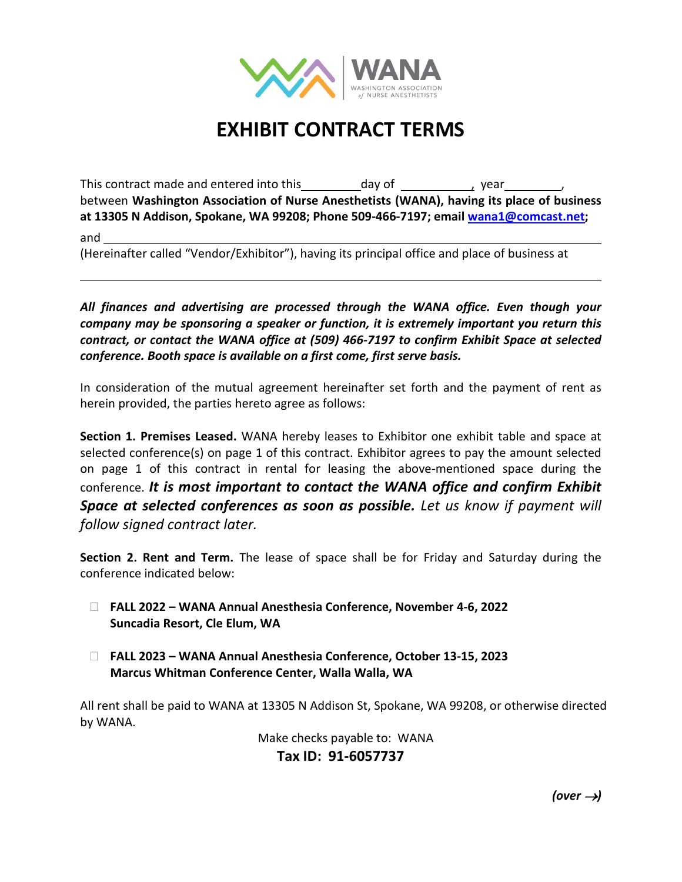# EXHIBIT CONTRACT TERMS

This contract made and entered into this \_\_\_\_\_\_\_\_\_ day of \_\_\_\_\_\_\_\_\_\_\_, year \_\_\_\_\_\_\_\_\_, between **Washington Association of Nurse Anesthetists (WANA), having its place of business at 13305 N Addison, Spokane, WA 99208; Phone 509-466-7197; email wana1@comcast.net;**

and \_\_\_\_\_\_\_\_\_\_\_\_\_\_\_\_\_\_\_\_\_\_\_\_\_\_\_\_\_\_\_\_\_\_\_\_\_\_\_\_\_\_\_\_\_\_\_\_\_\_\_\_\_\_\_\_\_\_\_\_\_\_\_\_\_\_\_\_\_\_\_\_

(Hereinafter called "Vendor/Exhibitor"), having its principal office and place of business at

\_\_\_\_\_\_\_\_\_\_\_\_\_\_\_\_\_\_\_\_\_\_\_\_\_\_\_\_\_\_\_\_\_\_\_\_\_\_\_\_\_\_\_\_\_\_\_\_\_\_\_\_\_\_\_\_\_\_\_\_\_\_\_\_\_\_\_\_\_\_\_\_\_\_\_\_

***All finances and advertising are processed through the WANA office. Even though your company may be sponsoring a speaker or function, it is extremely important you return this contract, or contact the WANA office at (509) 466-7197 to confirm Exhibit Space at selected conference. Booth space is available on a first come, first serve basis.***

In consideration of the mutual agreement hereinafter set forth and the payment of rent as herein provided, the parties hereto agree as follows:

**Section 1. Premises Leased.** WANA hereby leases to Exhibitor one exhibit table and space at selected conference(s) on page 1 of this contract. Exhibitor agrees to pay the amount selected on page 1 of this contract in rental for leasing the above-mentioned space during the conference. ***It is most important to contact the WANA office and confirm Exhibit Space at selected conferences as soon as possible.*** *Let us know if payment will follow signed contract later.*

**Section 2. Rent and Term.** The lease of space shall be for Friday and Saturday during the conference indicated below:

- ☐ **FALL 2022 – WANA Annual Anesthesia Conference, November 4-6, 2022**
  **Suncadia Resort, Cle Elum, WA**

- ☐ **FALL 2023 – WANA Annual Anesthesia Conference, October 13-15, 2023**
  **Marcus Whitman Conference Center, Walla Walla, WA**

All rent shall be paid to WANA at 13305 N Addison St, Spokane, WA 99208, or otherwise directed by WANA.

Make checks payable to: WANA

**Tax ID: 91-6057737**

***(over →)***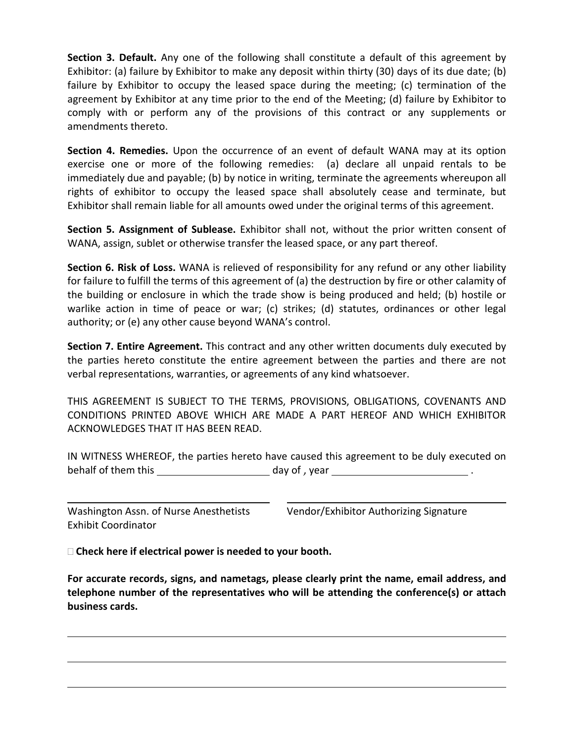**Section 3. Default.** Any one of the following shall constitute a default of this agreement by Exhibitor: (a) failure by Exhibitor to make any deposit within thirty (30) days of its due date; (b) failure by Exhibitor to occupy the leased space during the meeting; (c) termination of the agreement by Exhibitor at any time prior to the end of the Meeting; (d) failure by Exhibitor to comply with or perform any of the provisions of this contract or any supplements or amendments thereto.

**Section 4. Remedies.** Upon the occurrence of an event of default WANA may at its option exercise one or more of the following remedies: (a) declare all unpaid rentals to be immediately due and payable; (b) by notice in writing, terminate the agreements whereupon all rights of exhibitor to occupy the leased space shall absolutely cease and terminate, but Exhibitor shall remain liable for all amounts owed under the original terms of this agreement.

**Section 5. Assignment of Sublease.** Exhibitor shall not, without the prior written consent of WANA, assign, sublet or otherwise transfer the leased space, or any part thereof.

**Section 6. Risk of Loss.** WANA is relieved of responsibility for any refund or any other liability for failure to fulfill the terms of this agreement of (a) the destruction by fire or other calamity of the building or enclosure in which the trade show is being produced and held; (b) hostile or warlike action in time of peace or war; (c) strikes; (d) statutes, ordinances or other legal authority; or (e) any other cause beyond WANA's control.

**Section 7. Entire Agreement.** This contract and any other written documents duly executed by the parties hereto constitute the entire agreement between the parties and there are not verbal representations, warranties, or agreements of any kind whatsoever.

THIS AGREEMENT IS SUBJECT TO THE TERMS, PROVISIONS, OBLIGATIONS, COVENANTS AND CONDITIONS PRINTED ABOVE WHICH ARE MADE A PART HEREOF AND WHICH EXHIBITOR ACKNOWLEDGES THAT IT HAS BEEN READ.

IN WITNESS WHEREOF, the parties hereto have caused this agreement to be duly executed on behalf of them this ____________________ day of , year ________________________ .

______________________________________  ______________________________________

Washington Assn. of Nurse Anesthetists Exhibit Coordinator  Vendor/Exhibitor Authorizing Signature

☐ **Check here if electrical power is needed to your booth.**

**For accurate records, signs, and nametags, please clearly print the name, email address, and telephone number of the representatives who will be attending the conference(s) or attach business cards.**

______________________________________________________________________________

______________________________________________________________________________

______________________________________________________________________________